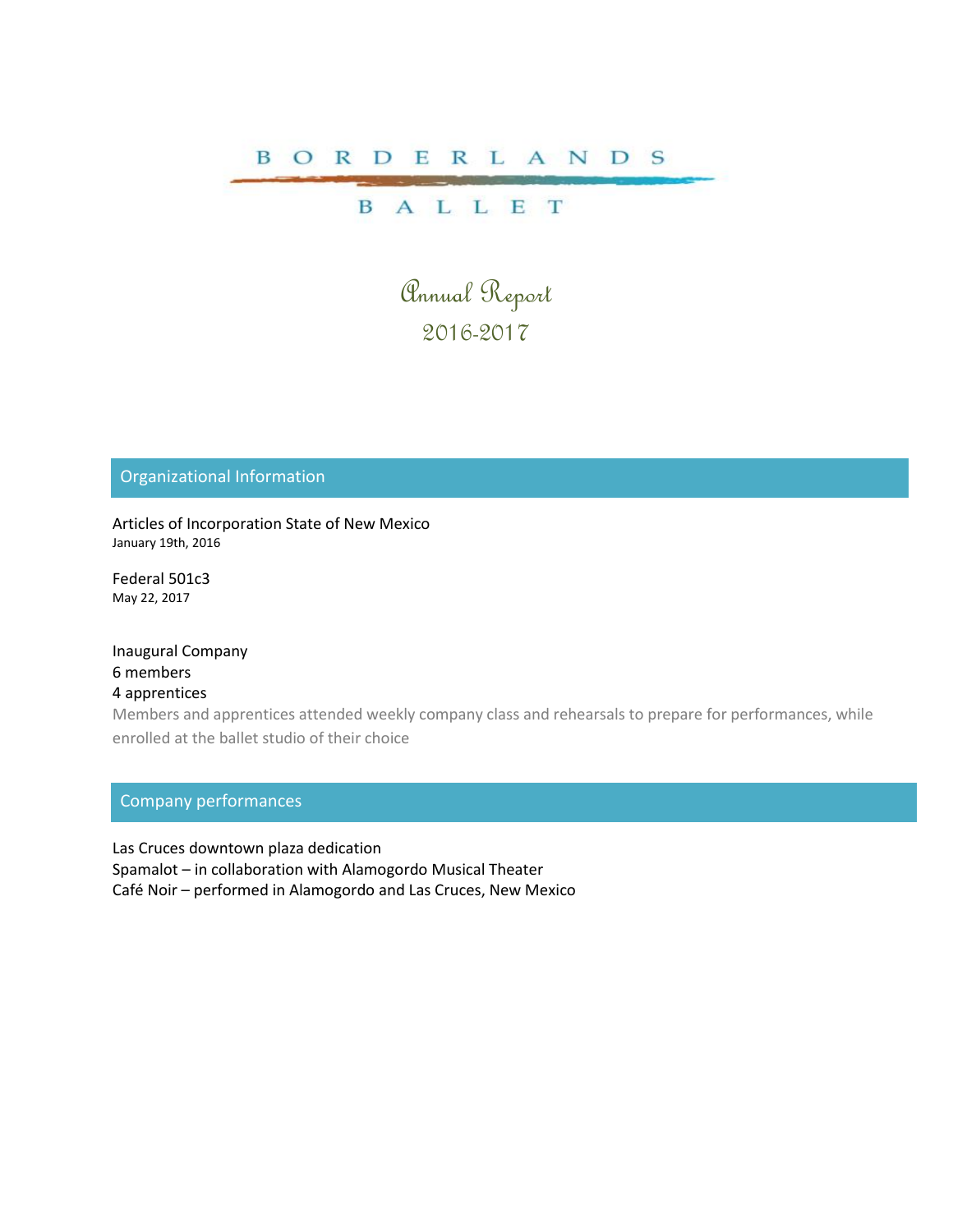# BORDERLANDS BALLET

## Annual Report
## 2016-2017

## Organizational Information

Articles of Incorporation State of New Mexico
January 19th, 2016

Federal 501c3
May 22, 2017

Inaugural Company
6 members
4 apprentices
Members and apprentices attended weekly company class and rehearsals to prepare for performances, while enrolled at the ballet studio of their choice

## Company performances

Las Cruces downtown plaza dedication
Spamalot – in collaboration with Alamogordo Musical Theater
Café Noir – performed in Alamogordo and Las Cruces, New Mexico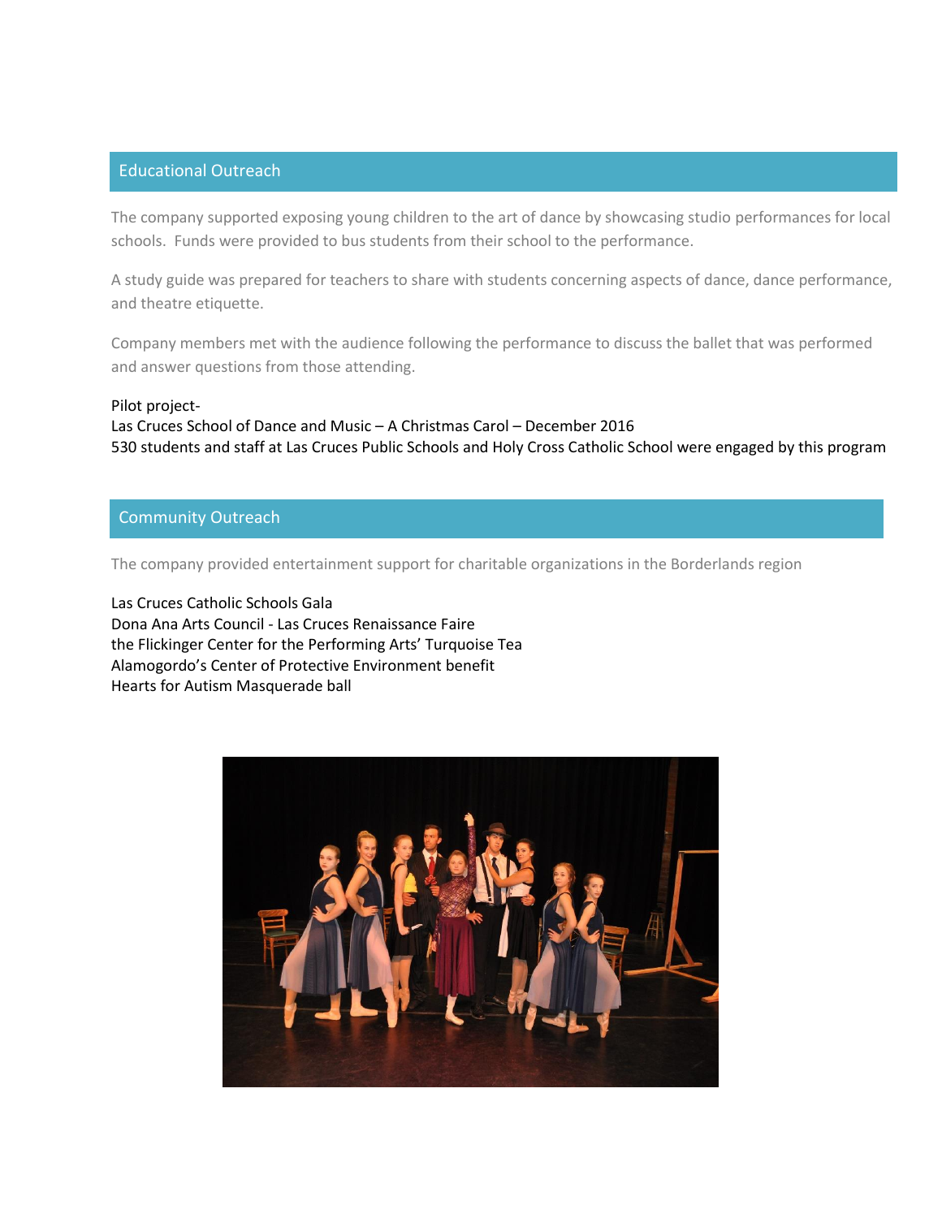## Educational Outreach

The company supported exposing young children to the art of dance by showcasing studio performances for local schools. Funds were provided to bus students from their school to the performance.

A study guide was prepared for teachers to share with students concerning aspects of dance, dance performance, and theatre etiquette.

Company members met with the audience following the performance to discuss the ballet that was performed and answer questions from those attending.

Pilot project-
Las Cruces School of Dance and Music – A Christmas Carol – December 2016
530 students and staff at Las Cruces Public Schools and Holy Cross Catholic School were engaged by this program

## Community Outreach

The company provided entertainment support for charitable organizations in the Borderlands region

Las Cruces Catholic Schools Gala
Dona Ana Arts Council - Las Cruces Renaissance Faire
the Flickinger Center for the Performing Arts' Turquoise Tea
Alamogordo's Center of Protective Environment benefit
Hearts for Autism Masquerade ball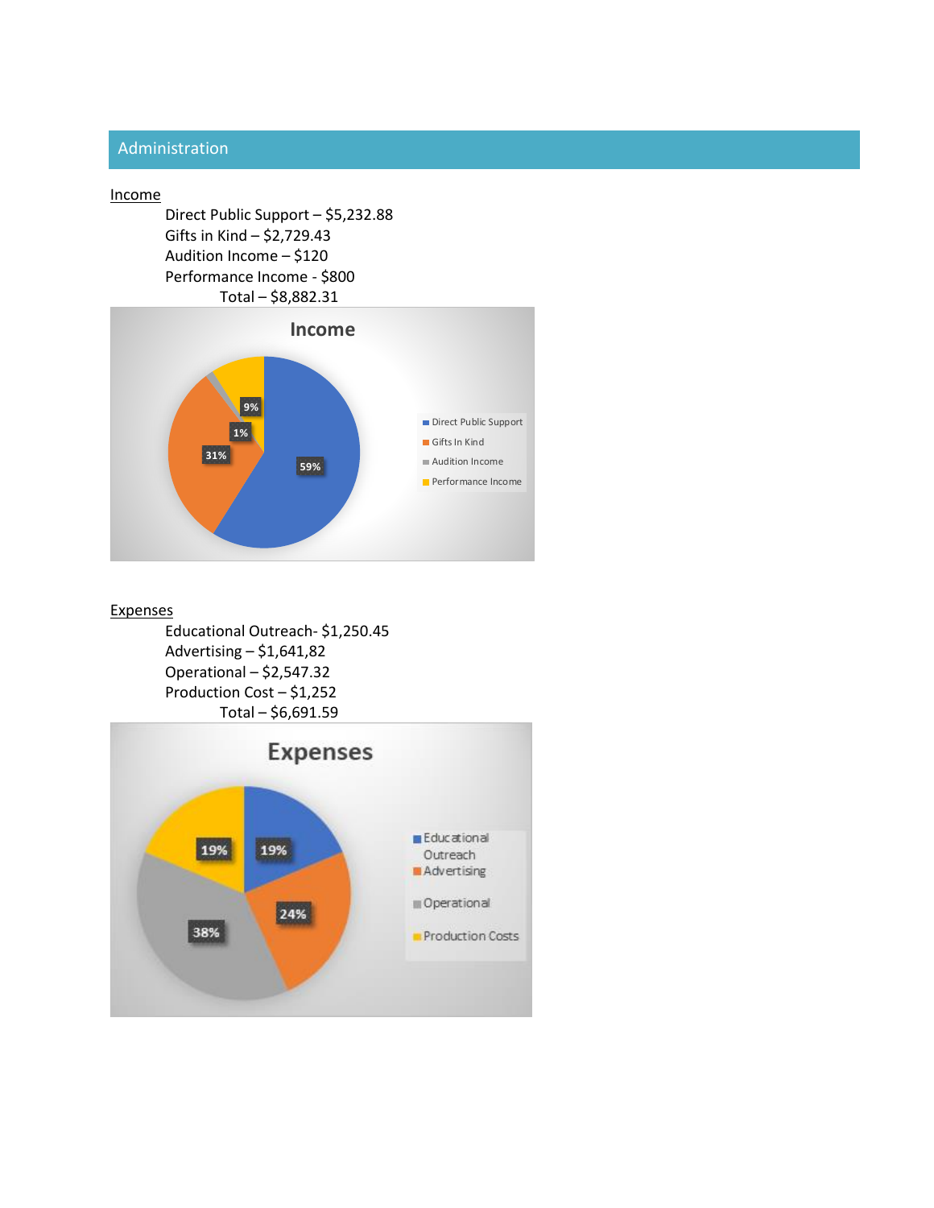## Administration

<u>Income</u>

Direct Public Support – $5,232.88
Gifts in Kind – $2,729.43
Audition Income – $120
Performance Income - $800
Total – $8,882.31

Income

59%
31%
1%
9%

Direct Public Support
Gifts In Kind
Audition Income
Performance Income

<u>Expenses</u>

Educational Outreach- $1,250.45
Advertising – $1,641,82
Operational – $2,547.32
Production Cost – $1,252
Total – $6,691.59

Expenses

19%
24%
38%
19%

Educational Outreach
Advertising
Operational
Production Costs